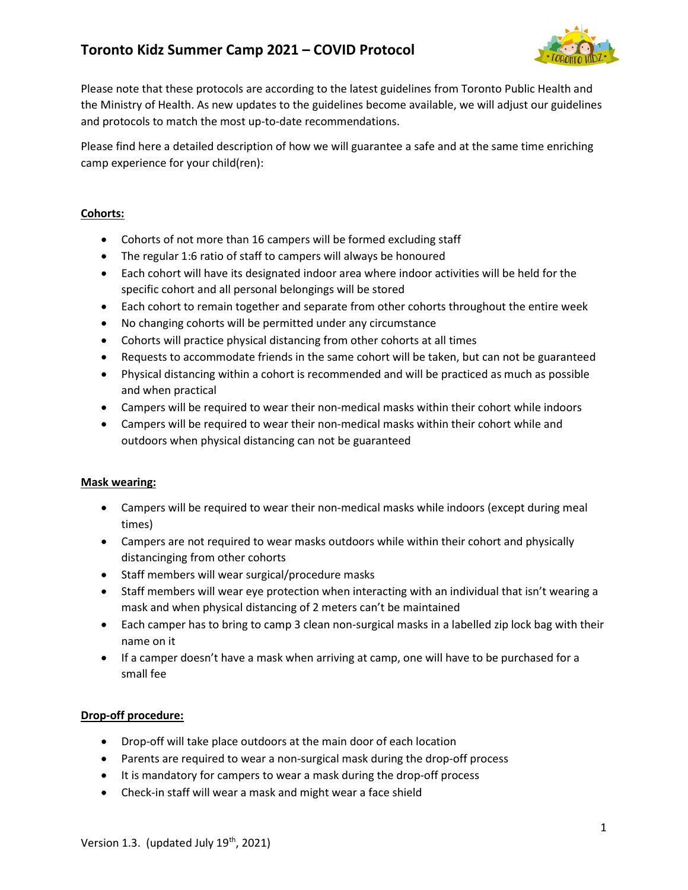# Toronto Kidz Summer Camp 2021 – COVID Protocol

Please note that these protocols are according to the latest guidelines from Toronto Public Health and the Ministry of Health. As new updates to the guidelines become available, we will adjust our guidelines and protocols to match the most up-to-date recommendations.

Please find here a detailed description of how we will guarantee a safe and at the same time enriching camp experience for your child(ren):

## Cohorts:

- Cohorts of not more than 16 campers will be formed excluding staff
- The regular 1:6 ratio of staff to campers will always be honoured
- Each cohort will have its designated indoor area where indoor activities will be held for the specific cohort and all personal belongings will be stored
- Each cohort to remain together and separate from other cohorts throughout the entire week
- No changing cohorts will be permitted under any circumstance
- Cohorts will practice physical distancing from other cohorts at all times
- Requests to accommodate friends in the same cohort will be taken, but can not be guaranteed
- Physical distancing within a cohort is recommended and will be practiced as much as possible and when practical
- Campers will be required to wear their non-medical masks within their cohort while indoors
- Campers will be required to wear their non-medical masks within their cohort while and outdoors when physical distancing can not be guaranteed

## Mask wearing:

- Campers will be required to wear their non-medical masks while indoors (except during meal times)
- Campers are not required to wear masks outdoors while within their cohort and physically distancinging from other cohorts
- Staff members will wear surgical/procedure masks
- Staff members will wear eye protection when interacting with an individual that isn't wearing a mask and when physical distancing of 2 meters can't be maintained
- Each camper has to bring to camp 3 clean non-surgical masks in a labelled zip lock bag with their name on it
- If a camper doesn't have a mask when arriving at camp, one will have to be purchased for a small fee

## Drop-off procedure:

- Drop-off will take place outdoors at the main door of each location
- Parents are required to wear a non-surgical mask during the drop-off process
- It is mandatory for campers to wear a mask during the drop-off process
- Check-in staff will wear a mask and might wear a face shield

Version 1.3. (updated July 19th, 2021)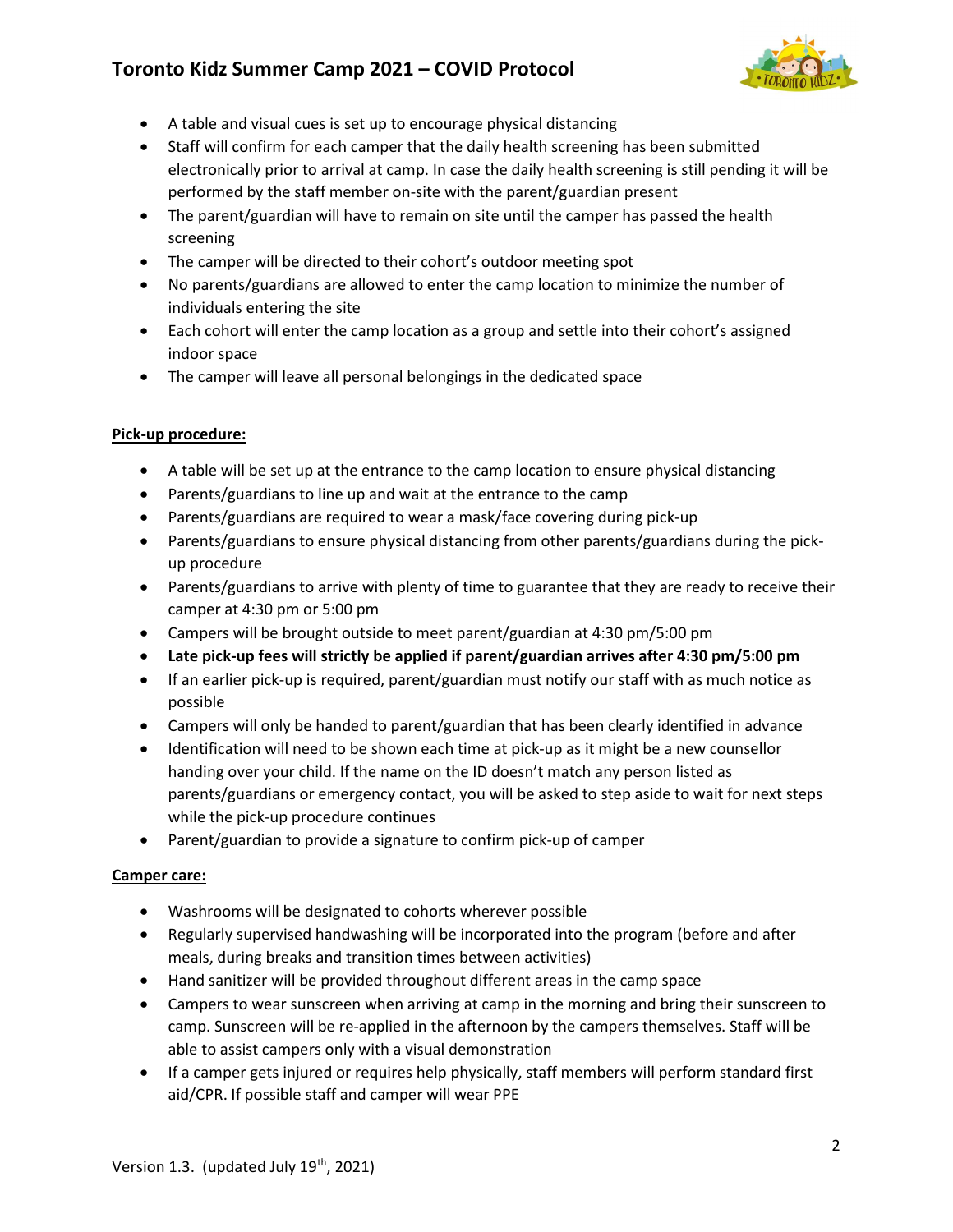- A table and visual cues is set up to encourage physical distancing
- Staff will confirm for each camper that the daily health screening has been submitted electronically prior to arrival at camp. In case the daily health screening is still pending it will be performed by the staff member on-site with the parent/guardian present
- The parent/guardian will have to remain on site until the camper has passed the health screening
- The camper will be directed to their cohort's outdoor meeting spot
- No parents/guardians are allowed to enter the camp location to minimize the number of individuals entering the site
- Each cohort will enter the camp location as a group and settle into their cohort's assigned indoor space
- The camper will leave all personal belongings in the dedicated space

**Pick-up procedure:**

- A table will be set up at the entrance to the camp location to ensure physical distancing
- Parents/guardians to line up and wait at the entrance to the camp
- Parents/guardians are required to wear a mask/face covering during pick-up
- Parents/guardians to ensure physical distancing from other parents/guardians during the pick-up procedure
- Parents/guardians to arrive with plenty of time to guarantee that they are ready to receive their camper at 4:30 pm or 5:00 pm
- Campers will be brought outside to meet parent/guardian at 4:30 pm/5:00 pm
- **Late pick-up fees will strictly be applied if parent/guardian arrives after 4:30 pm/5:00 pm**
- If an earlier pick-up is required, parent/guardian must notify our staff with as much notice as possible
- Campers will only be handed to parent/guardian that has been clearly identified in advance
- Identification will need to be shown each time at pick-up as it might be a new counsellor handing over your child. If the name on the ID doesn't match any person listed as parents/guardians or emergency contact, you will be asked to step aside to wait for next steps while the pick-up procedure continues
- Parent/guardian to provide a signature to confirm pick-up of camper

**Camper care:**

- Washrooms will be designated to cohorts wherever possible
- Regularly supervised handwashing will be incorporated into the program (before and after meals, during breaks and transition times between activities)
- Hand sanitizer will be provided throughout different areas in the camp space
- Campers to wear sunscreen when arriving at camp in the morning and bring their sunscreen to camp. Sunscreen will be re-applied in the afternoon by the campers themselves. Staff will be able to assist campers only with a visual demonstration
- If a camper gets injured or requires help physically, staff members will perform standard first aid/CPR. If possible staff and camper will wear PPE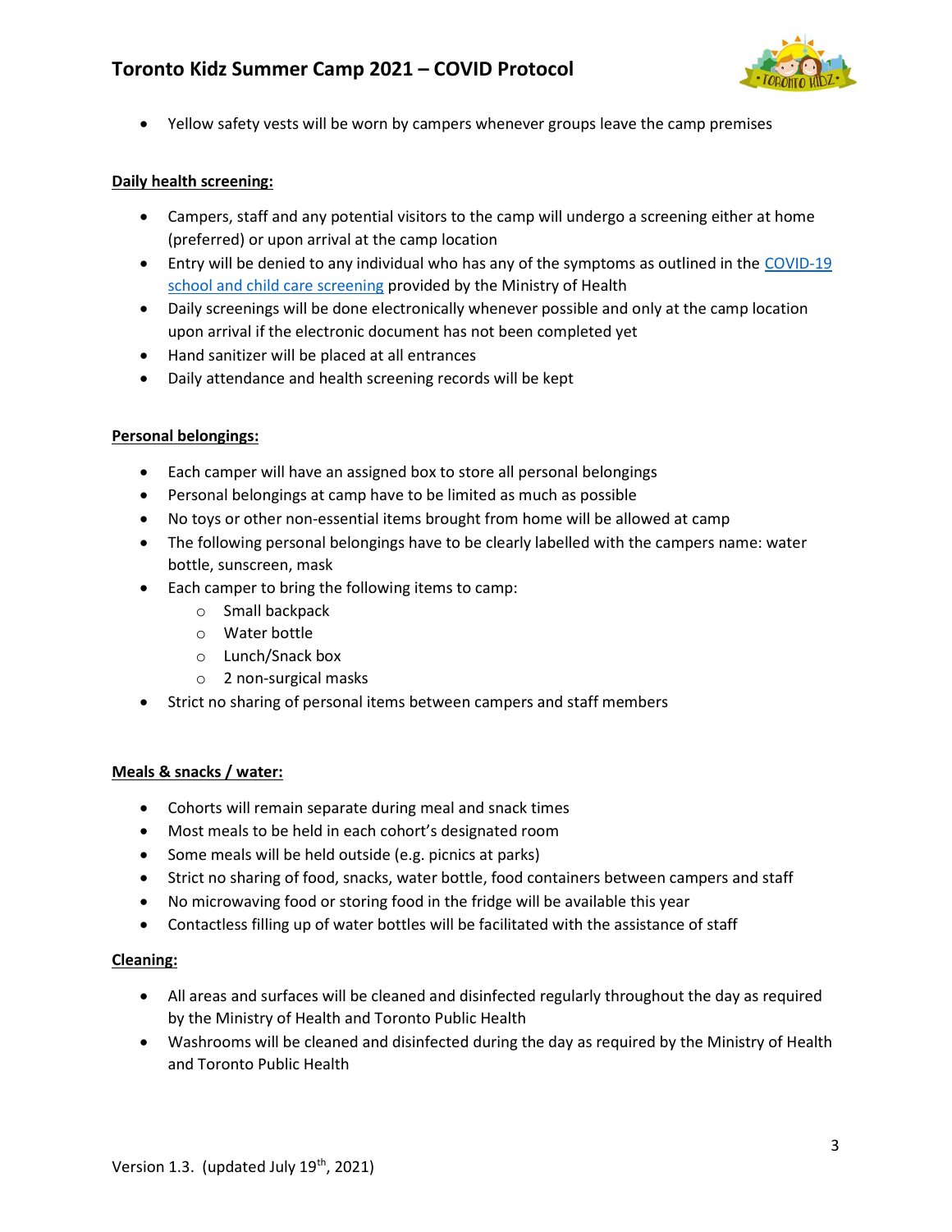- Yellow safety vests will be worn by campers whenever groups leave the camp premises

**Daily health screening:**

- Campers, staff and any potential visitors to the camp will undergo a screening either at home (preferred) or upon arrival at the camp location
- Entry will be denied to any individual who has any of the symptoms as outlined in the COVID-19 school and child care screening provided by the Ministry of Health
- Daily screenings will be done electronically whenever possible and only at the camp location upon arrival if the electronic document has not been completed yet
- Hand sanitizer will be placed at all entrances
- Daily attendance and health screening records will be kept

**Personal belongings:**

- Each camper will have an assigned box to store all personal belongings
- Personal belongings at camp have to be limited as much as possible
- No toys or other non-essential items brought from home will be allowed at camp
- The following personal belongings have to be clearly labelled with the campers name: water bottle, sunscreen, mask
- Each camper to bring the following items to camp:
  - Small backpack
  - Water bottle
  - Lunch/Snack box
  - 2 non-surgical masks
- Strict no sharing of personal items between campers and staff members

**Meals & snacks / water:**

- Cohorts will remain separate during meal and snack times
- Most meals to be held in each cohort's designated room
- Some meals will be held outside (e.g. picnics at parks)
- Strict no sharing of food, snacks, water bottle, food containers between campers and staff
- No microwaving food or storing food in the fridge will be available this year
- Contactless filling up of water bottles will be facilitated with the assistance of staff

**Cleaning:**

- All areas and surfaces will be cleaned and disinfected regularly throughout the day as required by the Ministry of Health and Toronto Public Health
- Washrooms will be cleaned and disinfected during the day as required by the Ministry of Health and Toronto Public Health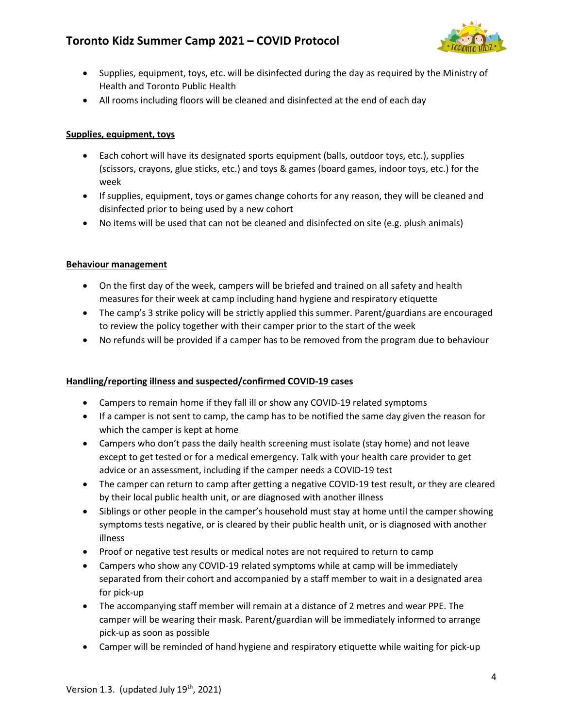- Supplies, equipment, toys, etc. will be disinfected during the day as required by the Ministry of Health and Toronto Public Health
- All rooms including floors will be cleaned and disinfected at the end of each day

**Supplies, equipment, toys**

- Each cohort will have its designated sports equipment (balls, outdoor toys, etc.), supplies (scissors, crayons, glue sticks, etc.) and toys & games (board games, indoor toys, etc.) for the week
- If supplies, equipment, toys or games change cohorts for any reason, they will be cleaned and disinfected prior to being used by a new cohort
- No items will be used that can not be cleaned and disinfected on site (e.g. plush animals)

**Behaviour management**

- On the first day of the week, campers will be briefed and trained on all safety and health measures for their week at camp including hand hygiene and respiratory etiquette
- The camp's 3 strike policy will be strictly applied this summer. Parent/guardians are encouraged to review the policy together with their camper prior to the start of the week
- No refunds will be provided if a camper has to be removed from the program due to behaviour

**Handling/reporting illness and suspected/confirmed COVID-19 cases**

- Campers to remain home if they fall ill or show any COVID-19 related symptoms
- If a camper is not sent to camp, the camp has to be notified the same day given the reason for which the camper is kept at home
- Campers who don't pass the daily health screening must isolate (stay home) and not leave except to get tested or for a medical emergency. Talk with your health care provider to get advice or an assessment, including if the camper needs a COVID-19 test
- The camper can return to camp after getting a negative COVID-19 test result, or they are cleared by their local public health unit, or are diagnosed with another illness
- Siblings or other people in the camper's household must stay at home until the camper showing symptoms tests negative, or is cleared by their public health unit, or is diagnosed with another illness
- Proof or negative test results or medical notes are not required to return to camp
- Campers who show any COVID-19 related symptoms while at camp will be immediately separated from their cohort and accompanied by a staff member to wait in a designated area for pick-up
- The accompanying staff member will remain at a distance of 2 metres and wear PPE. The camper will be wearing their mask. Parent/guardian will be immediately informed to arrange pick-up as soon as possible
- Camper will be reminded of hand hygiene and respiratory etiquette while waiting for pick-up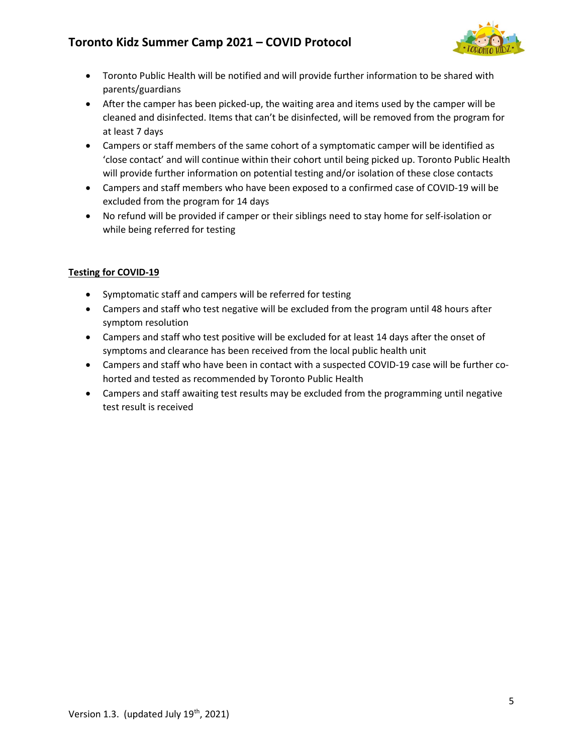- Toronto Public Health will be notified and will provide further information to be shared with parents/guardians
- After the camper has been picked-up, the waiting area and items used by the camper will be cleaned and disinfected. Items that can't be disinfected, will be removed from the program for at least 7 days
- Campers or staff members of the same cohort of a symptomatic camper will be identified as 'close contact' and will continue within their cohort until being picked up. Toronto Public Health will provide further information on potential testing and/or isolation of these close contacts
- Campers and staff members who have been exposed to a confirmed case of COVID-19 will be excluded from the program for 14 days
- No refund will be provided if camper or their siblings need to stay home for self-isolation or while being referred for testing

**Testing for COVID-19**

- Symptomatic staff and campers will be referred for testing
- Campers and staff who test negative will be excluded from the program until 48 hours after symptom resolution
- Campers and staff who test positive will be excluded for at least 14 days after the onset of symptoms and clearance has been received from the local public health unit
- Campers and staff who have been in contact with a suspected COVID-19 case will be further co-horted and tested as recommended by Toronto Public Health
- Campers and staff awaiting test results may be excluded from the programming until negative test result is received